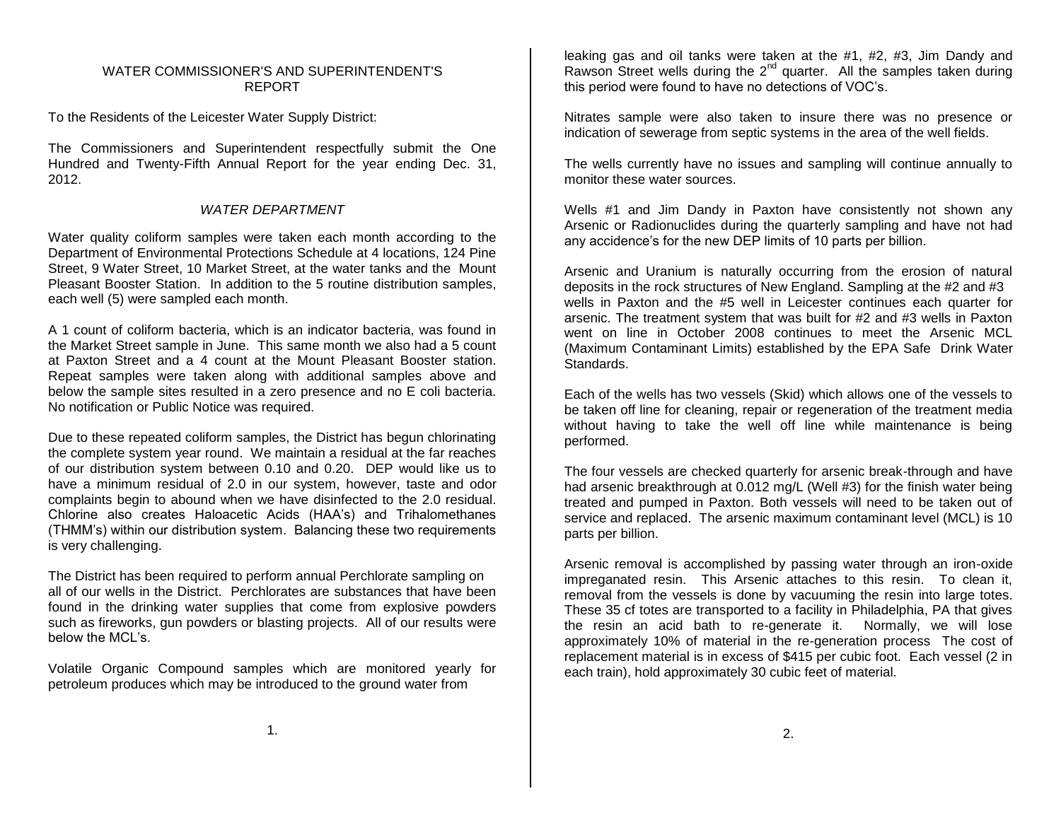# WATER COMMISSIONER'S AND SUPERINTENDENT'S REPORT

To the Residents of the Leicester Water Supply District:

The Commissioners and Superintendent respectfully submit the One Hundred and Twenty-Fifth Annual Report for the year ending Dec. 31, 2012.

## *WATER DEPARTMENT*

Water quality coliform samples were taken each month according to the Department of Environmental Protections Schedule at 4 locations, 124 Pine Street, 9 Water Street, 10 Market Street, at the water tanks and the Mount Pleasant Booster Station. In addition to the 5 routine distribution samples, each well (5) were sampled each month.

A 1 count of coliform bacteria, which is an indicator bacteria, was found in the Market Street sample in June. This same month we also had a 5 count at Paxton Street and a 4 count at the Mount Pleasant Booster station. Repeat samples were taken along with additional samples above and below the sample sites resulted in a zero presence and no E coli bacteria. No notification or Public Notice was required.

Due to these repeated coliform samples, the District has begun chlorinating the complete system year round. We maintain a residual at the far reaches of our distribution system between 0.10 and 0.20. DEP would like us to have a minimum residual of 2.0 in our system, however, taste and odor complaints begin to abound when we have disinfected to the 2.0 residual. Chlorine also creates Haloacetic Acids (HAA's) and Trihalomethanes (THMM's) within our distribution system. Balancing these two requirements is very challenging.

The District has been required to perform annual Perchlorate sampling on all of our wells in the District. Perchlorates are substances that have been found in the drinking water supplies that come from explosive powders such as fireworks, gun powders or blasting projects. All of our results were below the MCL's.

Volatile Organic Compound samples which are monitored yearly for petroleum produces which may be introduced to the ground water from leaking gas and oil tanks were taken at the #1, #2, #3, Jim Dandy and Rawson Street wells during the 2nd quarter. All the samples taken during this period were found to have no detections of VOC's.

Nitrates sample were also taken to insure there was no presence or indication of sewerage from septic systems in the area of the well fields.

The wells currently have no issues and sampling will continue annually to monitor these water sources.

Wells #1 and Jim Dandy in Paxton have consistently not shown any Arsenic or Radionuclides during the quarterly sampling and have not had any accidence's for the new DEP limits of 10 parts per billion.

Arsenic and Uranium is naturally occurring from the erosion of natural deposits in the rock structures of New England. Sampling at the #2 and #3 wells in Paxton and the #5 well in Leicester continues each quarter for arsenic. The treatment system that was built for #2 and #3 wells in Paxton went on line in October 2008 continues to meet the Arsenic MCL (Maximum Contaminant Limits) established by the EPA Safe Drink Water Standards.

Each of the wells has two vessels (Skid) which allows one of the vessels to be taken off line for cleaning, repair or regeneration of the treatment media without having to take the well off line while maintenance is being performed.

The four vessels are checked quarterly for arsenic break-through and have had arsenic breakthrough at 0.012 mg/L (Well #3) for the finish water being treated and pumped in Paxton. Both vessels will need to be taken out of service and replaced. The arsenic maximum contaminant level (MCL) is 10 parts per billion.

Arsenic removal is accomplished by passing water through an iron-oxide impreganated resin. This Arsenic attaches to this resin. To clean it, removal from the vessels is done by vacuuming the resin into large totes. These 35 cf totes are transported to a facility in Philadelphia, PA that gives the resin an acid bath to re-generate it. Normally, we will lose approximately 10% of material in the re-generation process The cost of replacement material is in excess of $415 per cubic foot. Each vessel (2 in each train), hold approximately 30 cubic feet of material.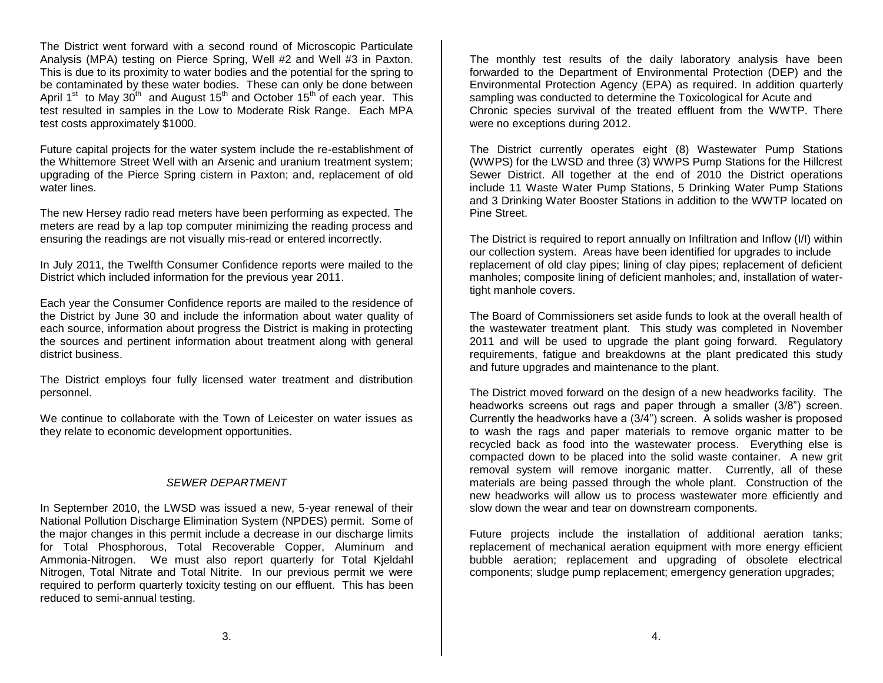The District went forward with a second round of Microscopic Particulate Analysis (MPA) testing on Pierce Spring, Well #2 and Well #3 in Paxton. This is due to its proximity to water bodies and the potential for the spring to be contaminated by these water bodies. These can only be done between April 1st to May 30th and August 15th and October 15th of each year. This test resulted in samples in the Low to Moderate Risk Range. Each MPA test costs approximately $1000.

Future capital projects for the water system include the re-establishment of the Whittemore Street Well with an Arsenic and uranium treatment system; upgrading of the Pierce Spring cistern in Paxton; and, replacement of old water lines.

The new Hersey radio read meters have been performing as expected. The meters are read by a lap top computer minimizing the reading process and ensuring the readings are not visually mis-read or entered incorrectly.

In July 2011, the Twelfth Consumer Confidence reports were mailed to the District which included information for the previous year 2011.

Each year the Consumer Confidence reports are mailed to the residence of the District by June 30 and include the information about water quality of each source, information about progress the District is making in protecting the sources and pertinent information about treatment along with general district business.

The District employs four fully licensed water treatment and distribution personnel.

We continue to collaborate with the Town of Leicester on water issues as they relate to economic development opportunities.

## *SEWER DEPARTMENT*

In September 2010, the LWSD was issued a new, 5-year renewal of their National Pollution Discharge Elimination System (NPDES) permit. Some of the major changes in this permit include a decrease in our discharge limits for Total Phosphorous, Total Recoverable Copper, Aluminum and Ammonia-Nitrogen. We must also report quarterly for Total Kjeldahl Nitrogen, Total Nitrate and Total Nitrite. In our previous permit we were required to perform quarterly toxicity testing on our effluent. This has been reduced to semi-annual testing.

The monthly test results of the daily laboratory analysis have been forwarded to the Department of Environmental Protection (DEP) and the Environmental Protection Agency (EPA) as required. In addition quarterly sampling was conducted to determine the Toxicological for Acute and Chronic species survival of the treated effluent from the WWTP. There were no exceptions during 2012.

The District currently operates eight (8) Wastewater Pump Stations (WWPS) for the LWSD and three (3) WWPS Pump Stations for the Hillcrest Sewer District. All together at the end of 2010 the District operations include 11 Waste Water Pump Stations, 5 Drinking Water Pump Stations and 3 Drinking Water Booster Stations in addition to the WWTP located on Pine Street.

The District is required to report annually on Infiltration and Inflow (I/I) within our collection system. Areas have been identified for upgrades to include replacement of old clay pipes; lining of clay pipes; replacement of deficient manholes; composite lining of deficient manholes; and, installation of water-tight manhole covers.

The Board of Commissioners set aside funds to look at the overall health of the wastewater treatment plant. This study was completed in November 2011 and will be used to upgrade the plant going forward. Regulatory requirements, fatigue and breakdowns at the plant predicated this study and future upgrades and maintenance to the plant.

The District moved forward on the design of a new headworks facility. The headworks screens out rags and paper through a smaller (3/8") screen. Currently the headworks have a (3/4") screen. A solids washer is proposed to wash the rags and paper materials to remove organic matter to be recycled back as food into the wastewater process. Everything else is compacted down to be placed into the solid waste container. A new grit removal system will remove inorganic matter. Currently, all of these materials are being passed through the whole plant. Construction of the new headworks will allow us to process wastewater more efficiently and slow down the wear and tear on downstream components.

Future projects include the installation of additional aeration tanks; replacement of mechanical aeration equipment with more energy efficient bubble aeration; replacement and upgrading of obsolete electrical components; sludge pump replacement; emergency generation upgrades;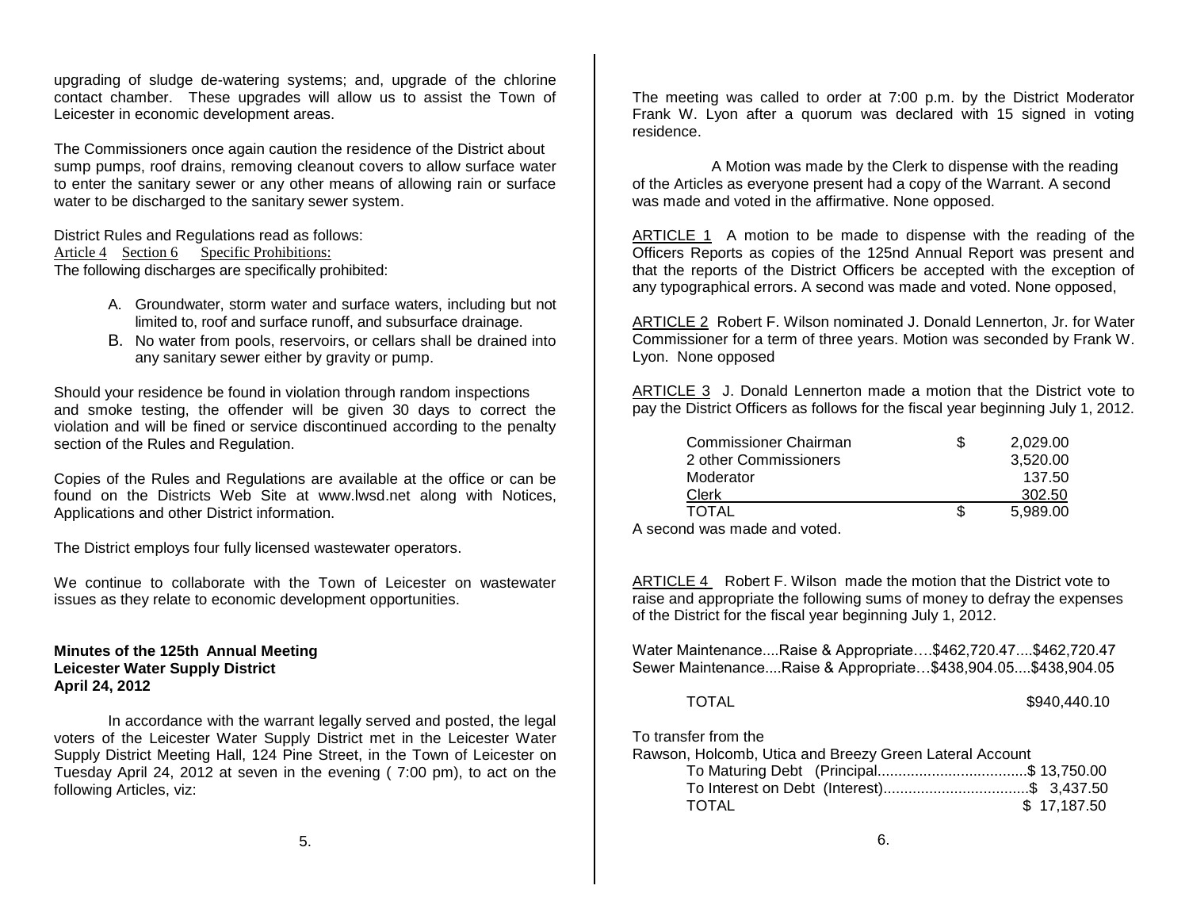upgrading of sludge de-watering systems; and, upgrade of the chlorine contact chamber. These upgrades will allow us to assist the Town of Leicester in economic development areas.

The Commissioners once again caution the residence of the District about sump pumps, roof drains, removing cleanout covers to allow surface water to enter the sanitary sewer or any other means of allowing rain or surface water to be discharged to the sanitary sewer system.

District Rules and Regulations read as follows:
Article 4 Section 6 Specific Prohibitions:
The following discharges are specifically prohibited:

A. Groundwater, storm water and surface waters, including but not limited to, roof and surface runoff, and subsurface drainage.
B. No water from pools, reservoirs, or cellars shall be drained into any sanitary sewer either by gravity or pump.

Should your residence be found in violation through random inspections and smoke testing, the offender will be given 30 days to correct the violation and will be fined or service discontinued according to the penalty section of the Rules and Regulation.

Copies of the Rules and Regulations are available at the office or can be found on the Districts Web Site at www.lwsd.net along with Notices, Applications and other District information.

The District employs four fully licensed wastewater operators.

We continue to collaborate with the Town of Leicester on wastewater issues as they relate to economic development opportunities.

**Minutes of the 125th Annual Meeting**
**Leicester Water Supply District**
**April 24, 2012**

In accordance with the warrant legally served and posted, the legal voters of the Leicester Water Supply District met in the Leicester Water Supply District Meeting Hall, 124 Pine Street, in the Town of Leicester on Tuesday April 24, 2012 at seven in the evening ( 7:00 pm), to act on the following Articles, viz:

The meeting was called to order at 7:00 p.m. by the District Moderator Frank W. Lyon after a quorum was declared with 15 signed in voting residence.

A Motion was made by the Clerk to dispense with the reading of the Articles as everyone present had a copy of the Warrant. A second was made and voted in the affirmative. None opposed.

ARTICLE 1 A motion to be made to dispense with the reading of the Officers Reports as copies of the 125nd Annual Report was present and that the reports of the District Officers be accepted with the exception of any typographical errors. A second was made and voted. None opposed,

ARTICLE 2 Robert F. Wilson nominated J. Donald Lennerton, Jr. for Water Commissioner for a term of three years. Motion was seconded by Frank W. Lyon. None opposed

ARTICLE 3 J. Donald Lennerton made a motion that the District vote to pay the District Officers as follows for the fiscal year beginning July 1, 2012.

| | | |
|---|---|---|
| Commissioner Chairman | $ | 2,029.00 |
| 2 other Commissioners | | 3,520.00 |
| Moderator | | 137.50 |
| Clerk | | 302.50 |
| TOTAL | $ | 5,989.00 |

A second was made and voted.

ARTICLE 4 Robert F. Wilson made the motion that the District vote to raise and appropriate the following sums of money to defray the expenses of the District for the fiscal year beginning July 1, 2012.

Water Maintenance....Raise & Appropriate….$462,720.47....$462,720.47
Sewer Maintenance....Raise & Appropriate…$438,904.05....$438,904.05

TOTAL $940,440.10

To transfer from the
Rawson, Holcomb, Utica and Breezy Green Lateral Account
To Maturing Debt (Principal....................................$ 13,750.00
To Interest on Debt (Interest)..................................$ 3,437.50
TOTAL $ 17,187.50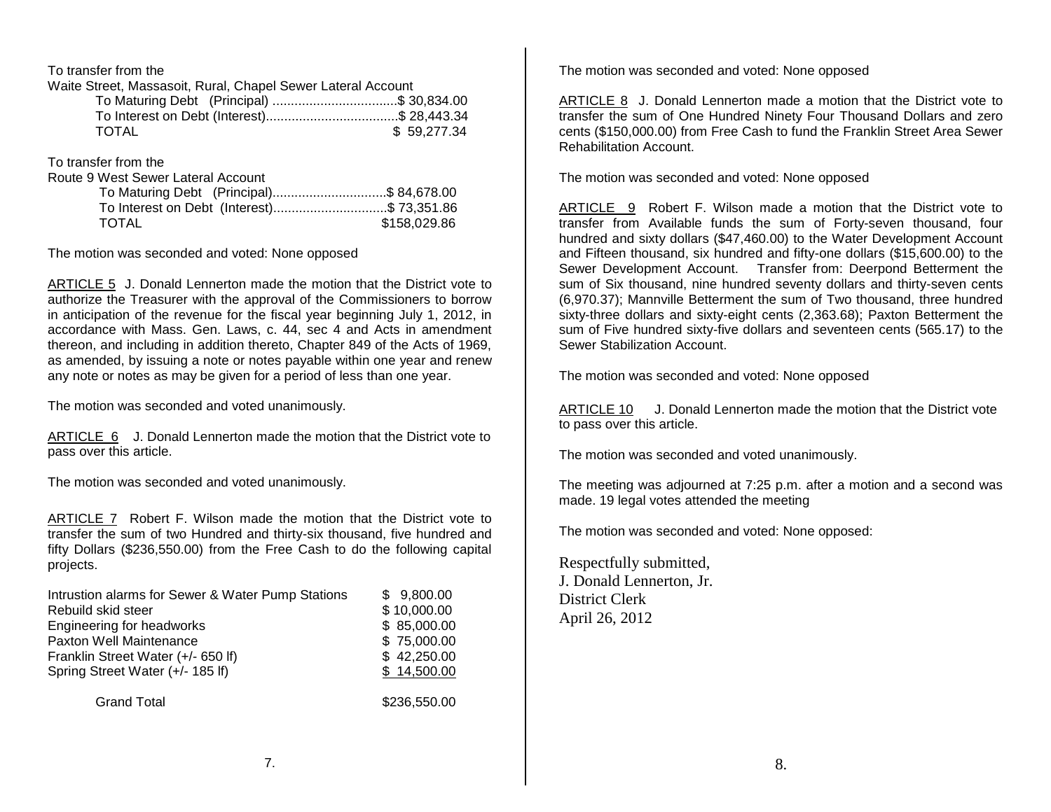To transfer from the
Waite Street, Massasoit, Rural, Chapel Sewer Lateral Account

| | |
|---|---|
| To Maturing Debt (Principal) | $ 30,834.00 |
| To Interest on Debt (Interest) | $ 28,443.34 |
| TOTAL | $ 59,277.34 |

To transfer from the
Route 9 West Sewer Lateral Account

| | |
|---|---|
| To Maturing Debt (Principal) | $ 84,678.00 |
| To Interest on Debt (Interest) | $ 73,351.86 |
| TOTAL | $158,029.86 |

The motion was seconded and voted: None opposed

ARTICLE 5 J. Donald Lennerton made the motion that the District vote to authorize the Treasurer with the approval of the Commissioners to borrow in anticipation of the revenue for the fiscal year beginning July 1, 2012, in accordance with Mass. Gen. Laws, c. 44, sec 4 and Acts in amendment thereon, and including in addition thereto, Chapter 849 of the Acts of 1969, as amended, by issuing a note or notes payable within one year and renew any note or notes as may be given for a period of less than one year.

The motion was seconded and voted unanimously.

ARTICLE 6 J. Donald Lennerton made the motion that the District vote to pass over this article.

The motion was seconded and voted unanimously.

ARTICLE 7 Robert F. Wilson made the motion that the District vote to transfer the sum of two Hundred and thirty-six thousand, five hundred and fifty Dollars ($236,550.00) from the Free Cash to do the following capital projects.

| | |
|---|---|
| Intrustion alarms for Sewer & Water Pump Stations | $ 9,800.00 |
| Rebuild skid steer | $ 10,000.00 |
| Engineering for headworks | $ 85,000.00 |
| Paxton Well Maintenance | $ 75,000.00 |
| Franklin Street Water (+/- 650 lf) | $ 42,250.00 |
| Spring Street Water (+/- 185 lf) | $ 14,500.00 |
| Grand Total | $236,550.00 |

The motion was seconded and voted: None opposed

ARTICLE 8 J. Donald Lennerton made a motion that the District vote to transfer the sum of One Hundred Ninety Four Thousand Dollars and zero cents ($150,000.00) from Free Cash to fund the Franklin Street Area Sewer Rehabilitation Account.

The motion was seconded and voted: None opposed

ARTICLE 9 Robert F. Wilson made a motion that the District vote to transfer from Available funds the sum of Forty-seven thousand, four hundred and sixty dollars ($47,460.00) to the Water Development Account and Fifteen thousand, six hundred and fifty-one dollars ($15,600.00) to the Sewer Development Account. Transfer from: Deerpond Betterment the sum of Six thousand, nine hundred seventy dollars and thirty-seven cents (6,970.37); Mannville Betterment the sum of Two thousand, three hundred sixty-three dollars and sixty-eight cents (2,363.68); Paxton Betterment the sum of Five hundred sixty-five dollars and seventeen cents (565.17) to the Sewer Stabilization Account.

The motion was seconded and voted: None opposed

ARTICLE 10 J. Donald Lennerton made the motion that the District vote to pass over this article.

The motion was seconded and voted unanimously.

The meeting was adjourned at 7:25 p.m. after a motion and a second was made. 19 legal votes attended the meeting

The motion was seconded and voted: None opposed:

Respectfully submitted,
J. Donald Lennerton, Jr.
District Clerk
April 26, 2012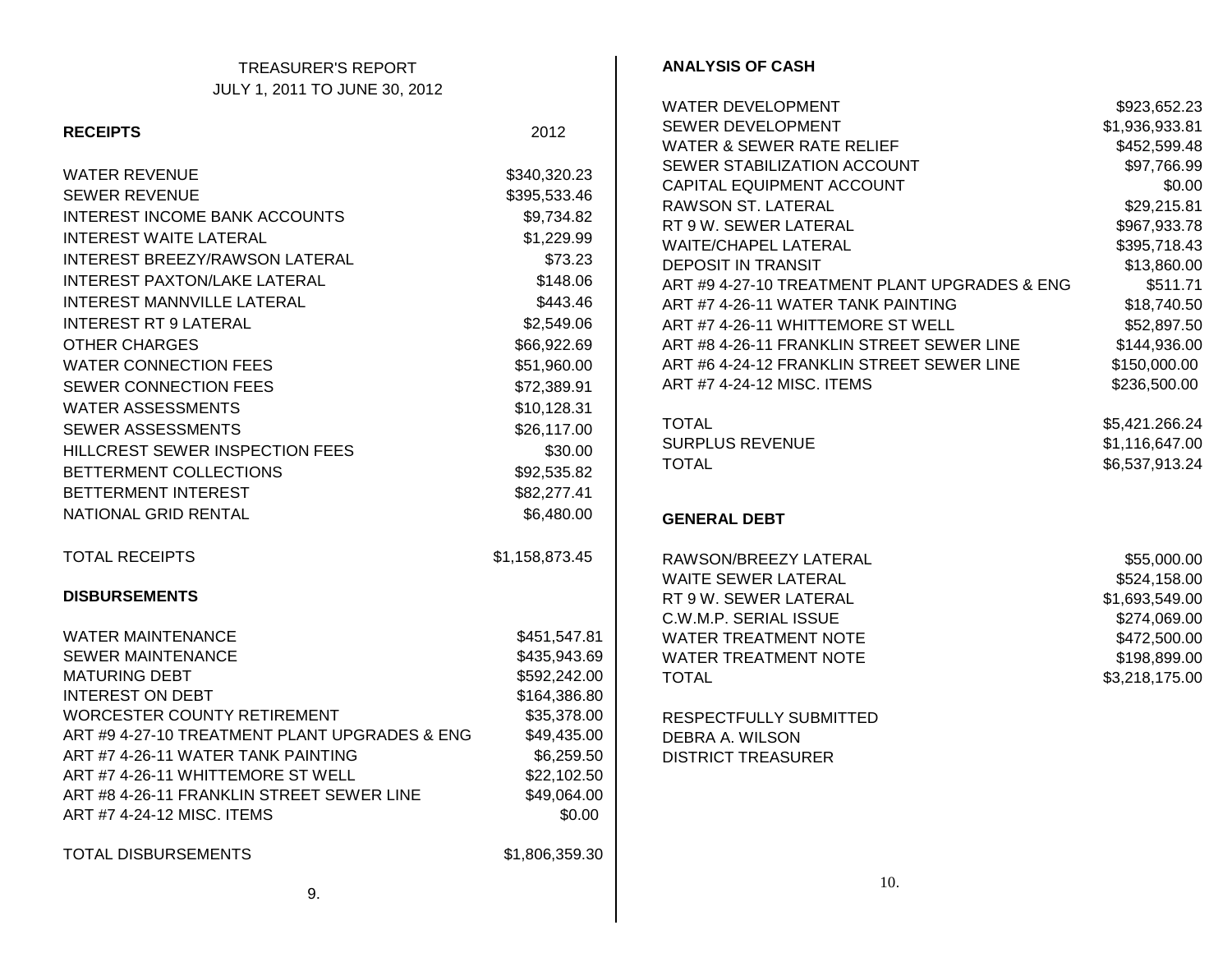## TREASURER'S REPORT
### JULY 1, 2011 TO JUNE 30, 2012

| **RECEIPTS** | 2012 |
|---|---|
| WATER REVENUE | $340,320.23 |
| SEWER REVENUE | $395,533.46 |
| INTEREST INCOME BANK ACCOUNTS | $9,734.82 |
| INTEREST WAITE LATERAL | $1,229.99 |
| INTEREST BREEZY/RAWSON LATERAL | $73.23 |
| INTEREST PAXTON/LAKE LATERAL | $148.06 |
| INTEREST MANNVILLE LATERAL | $443.46 |
| INTEREST RT 9 LATERAL | $2,549.06 |
| OTHER CHARGES | $66,922.69 |
| WATER CONNECTION FEES | $51,960.00 |
| SEWER CONNECTION FEES | $72,389.91 |
| WATER ASSESSMENTS | $10,128.31 |
| SEWER ASSESSMENTS | $26,117.00 |
| HILLCREST SEWER INSPECTION FEES | $30.00 |
| BETTERMENT COLLECTIONS | $92,535.82 |
| BETTERMENT INTEREST | $82,277.41 |
| NATIONAL GRID RENTAL | $6,480.00 |
| TOTAL RECEIPTS | $1,158,873.45 |

| **DISBURSEMENTS** | |
|---|---|
| WATER MAINTENANCE | $451,547.81 |
| SEWER MAINTENANCE | $435,943.69 |
| MATURING DEBT | $592,242.00 |
| INTEREST ON DEBT | $164,386.80 |
| WORCESTER COUNTY RETIREMENT | $35,378.00 |
| ART #9 4-27-10 TREATMENT PLANT UPGRADES & ENG | $49,435.00 |
| ART #7 4-26-11 WATER TANK PAINTING | $6,259.50 |
| ART #7 4-26-11 WHITTEMORE ST WELL | $22,102.50 |
| ART #8 4-26-11 FRANKLIN STREET SEWER LINE | $49,064.00 |
| ART #7 4-24-12 MISC. ITEMS | $0.00 |
| TOTAL DISBURSEMENTS | $1,806,359.30 |

### ANALYSIS OF CASH

| | |
|---|---|
| WATER DEVELOPMENT | $923,652.23 |
| SEWER DEVELOPMENT | $1,936,933.81 |
| WATER & SEWER RATE RELIEF | $452,599.48 |
| SEWER STABILIZATION ACCOUNT | $97,766.99 |
| CAPITAL EQUIPMENT ACCOUNT | $0.00 |
| RAWSON ST. LATERAL | $29,215.81 |
| RT 9 W. SEWER LATERAL | $967,933.78 |
| WAITE/CHAPEL LATERAL | $395,718.43 |
| DEPOSIT IN TRANSIT | $13,860.00 |
| ART #9 4-27-10 TREATMENT PLANT UPGRADES & ENG | $511.71 |
| ART #7 4-26-11 WATER TANK PAINTING | $18,740.50 |
| ART #7 4-26-11 WHITTEMORE ST WELL | $52,897.50 |
| ART #8 4-26-11 FRANKLIN STREET SEWER LINE | $144,936.00 |
| ART #6 4-24-12 FRANKLIN STREET SEWER LINE | $150,000.00 |
| ART #7 4-24-12 MISC. ITEMS | $236,500.00 |
| TOTAL | $5,421,266.24 |
| SURPLUS REVENUE | $1,116,647.00 |
| TOTAL | $6,537,913.24 |

### GENERAL DEBT

| | |
|---|---|
| RAWSON/BREEZY LATERAL | $55,000.00 |
| WAITE SEWER LATERAL | $524,158.00 |
| RT 9 W. SEWER LATERAL | $1,693,549.00 |
| C.W.M.P. SERIAL ISSUE | $274,069.00 |
| WATER TREATMENT NOTE | $472,500.00 |
| WATER TREATMENT NOTE | $198,899.00 |
| TOTAL | $3,218,175.00 |

RESPECTFULLY SUBMITTED
DEBRA A. WILSON
DISTRICT TREASURER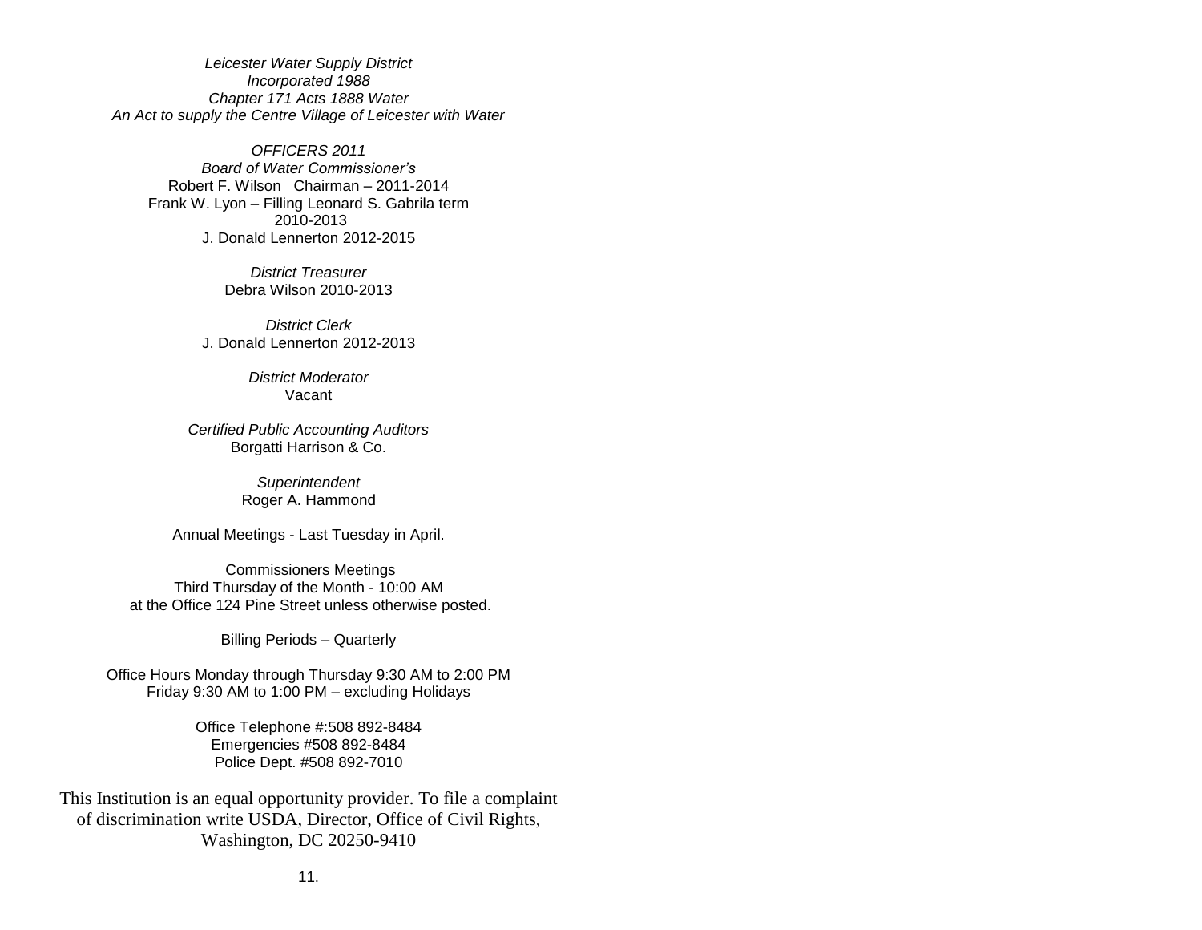*Leicester Water Supply District*
*Incorporated 1988*
*Chapter 171 Acts 1888 Water*
*An Act to supply the Centre Village of Leicester with Water*

*OFFICERS 2011*
*Board of Water Commissioner's*
Robert F. Wilson Chairman – 2011-2014
Frank W. Lyon – Filling Leonard S. Gabrila term
2010-2013
J. Donald Lennerton 2012-2015

*District Treasurer*
Debra Wilson 2010-2013

*District Clerk*
J. Donald Lennerton 2012-2013

*District Moderator*
Vacant

*Certified Public Accounting Auditors*
Borgatti Harrison & Co.

*Superintendent*
Roger A. Hammond

Annual Meetings - Last Tuesday in April.

Commissioners Meetings
Third Thursday of the Month - 10:00 AM
at the Office 124 Pine Street unless otherwise posted.

Billing Periods – Quarterly

Office Hours Monday through Thursday 9:30 AM to 2:00 PM
Friday 9:30 AM to 1:00 PM – excluding Holidays

Office Telephone #:508 892-8484
Emergencies #508 892-8484
Police Dept. #508 892-7010

This Institution is an equal opportunity provider. To file a complaint of discrimination write USDA, Director, Office of Civil Rights, Washington, DC 20250-9410